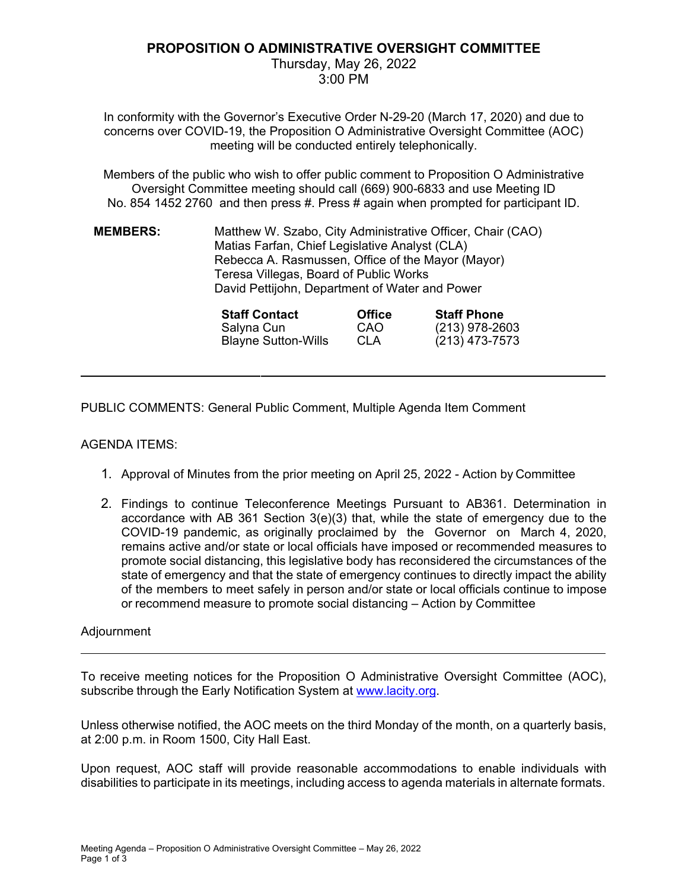# PROPOSITION O ADMINISTRATIVE OVERSIGHT COMMITTEE

Thursday, May 26, 2022
3:00 PM

In conformity with the Governor's Executive Order N-29-20 (March 17, 2020) and due to concerns over COVID-19, the Proposition O Administrative Oversight Committee (AOC) meeting will be conducted entirely telephonically.

Members of the public who wish to offer public comment to Proposition O Administrative Oversight Committee meeting should call (669) 900-6833 and use Meeting ID No. 854 1452 2760 and then press #. Press # again when prompted for participant ID.

**MEMBERS:**

Matthew W. Szabo, City Administrative Officer, Chair (CAO)
Matias Farfan, Chief Legislative Analyst (CLA)
Rebecca A. Rasmussen, Office of the Mayor (Mayor)
Teresa Villegas, Board of Public Works
David Pettijohn, Department of Water and Power

| Staff Contact | Office | Staff Phone |
| --- | --- | --- |
| Salyna Cun | CAO | (213) 978-2603 |
| Blayne Sutton-Wills | CLA | (213) 473-7573 |

---

PUBLIC COMMENTS: General Public Comment, Multiple Agenda Item Comment

AGENDA ITEMS:

1. Approval of Minutes from the prior meeting on April 25, 2022 - Action by Committee

2. Findings to continue Teleconference Meetings Pursuant to AB361. Determination in accordance with AB 361 Section 3(e)(3) that, while the state of emergency due to the COVID-19 pandemic, as originally proclaimed by the Governor on March 4, 2020, remains active and/or state or local officials have imposed or recommended measures to promote social distancing, this legislative body has reconsidered the circumstances of the state of emergency and that the state of emergency continues to directly impact the ability of the members to meet safely in person and/or state or local officials continue to impose or recommend measure to promote social distancing – Action by Committee

Adjournment

---

To receive meeting notices for the Proposition O Administrative Oversight Committee (AOC), subscribe through the Early Notification System at [www.lacity.org](www.lacity.org).

Unless otherwise notified, the AOC meets on the third Monday of the month, on a quarterly basis, at 2:00 p.m. in Room 1500, City Hall East.

Upon request, AOC staff will provide reasonable accommodations to enable individuals with disabilities to participate in its meetings, including access to agenda materials in alternate formats.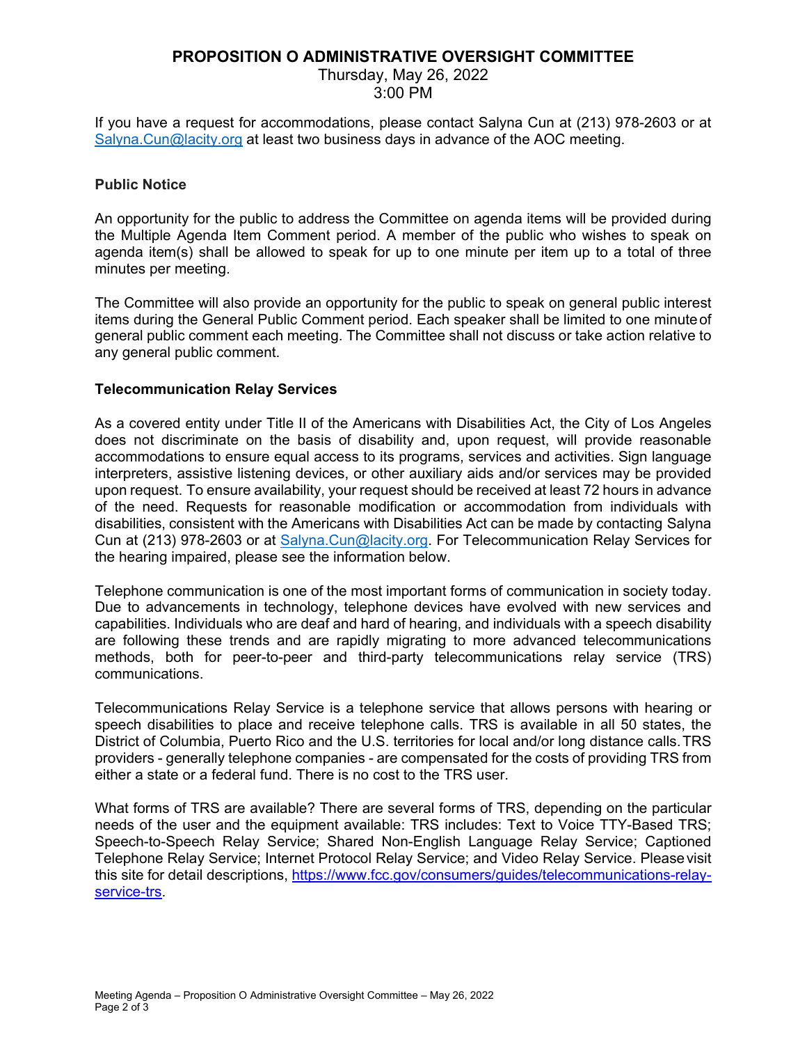**PROPOSITION O ADMINISTRATIVE OVERSIGHT COMMITTEE**

Thursday, May 26, 2022
3:00 PM

If you have a request for accommodations, please contact Salyna Cun at (213) 978-2603 or at Salyna.Cun@lacity.org at least two business days in advance of the AOC meeting.

**Public Notice**

An opportunity for the public to address the Committee on agenda items will be provided during the Multiple Agenda Item Comment period. A member of the public who wishes to speak on agenda item(s) shall be allowed to speak for up to one minute per item up to a total of three minutes per meeting.

The Committee will also provide an opportunity for the public to speak on general public interest items during the General Public Comment period. Each speaker shall be limited to one minute of general public comment each meeting. The Committee shall not discuss or take action relative to any general public comment.

**Telecommunication Relay Services**

As a covered entity under Title II of the Americans with Disabilities Act, the City of Los Angeles does not discriminate on the basis of disability and, upon request, will provide reasonable accommodations to ensure equal access to its programs, services and activities. Sign language interpreters, assistive listening devices, or other auxiliary aids and/or services may be provided upon request. To ensure availability, your request should be received at least 72 hours in advance of the need. Requests for reasonable modification or accommodation from individuals with disabilities, consistent with the Americans with Disabilities Act can be made by contacting Salyna Cun at (213) 978-2603 or at Salyna.Cun@lacity.org. For Telecommunication Relay Services for the hearing impaired, please see the information below.

Telephone communication is one of the most important forms of communication in society today. Due to advancements in technology, telephone devices have evolved with new services and capabilities. Individuals who are deaf and hard of hearing, and individuals with a speech disability are following these trends and are rapidly migrating to more advanced telecommunications methods, both for peer-to-peer and third-party telecommunications relay service (TRS) communications.

Telecommunications Relay Service is a telephone service that allows persons with hearing or speech disabilities to place and receive telephone calls. TRS is available in all 50 states, the District of Columbia, Puerto Rico and the U.S. territories for local and/or long distance calls. TRS providers - generally telephone companies - are compensated for the costs of providing TRS from either a state or a federal fund. There is no cost to the TRS user.

What forms of TRS are available? There are several forms of TRS, depending on the particular needs of the user and the equipment available: TRS includes: Text to Voice TTY-Based TRS; Speech-to-Speech Relay Service; Shared Non-English Language Relay Service; Captioned Telephone Relay Service; Internet Protocol Relay Service; and Video Relay Service. Please visit this site for detail descriptions, https://www.fcc.gov/consumers/guides/telecommunications-relay-service-trs.

Meeting Agenda – Proposition O Administrative Oversight Committee – May 26, 2022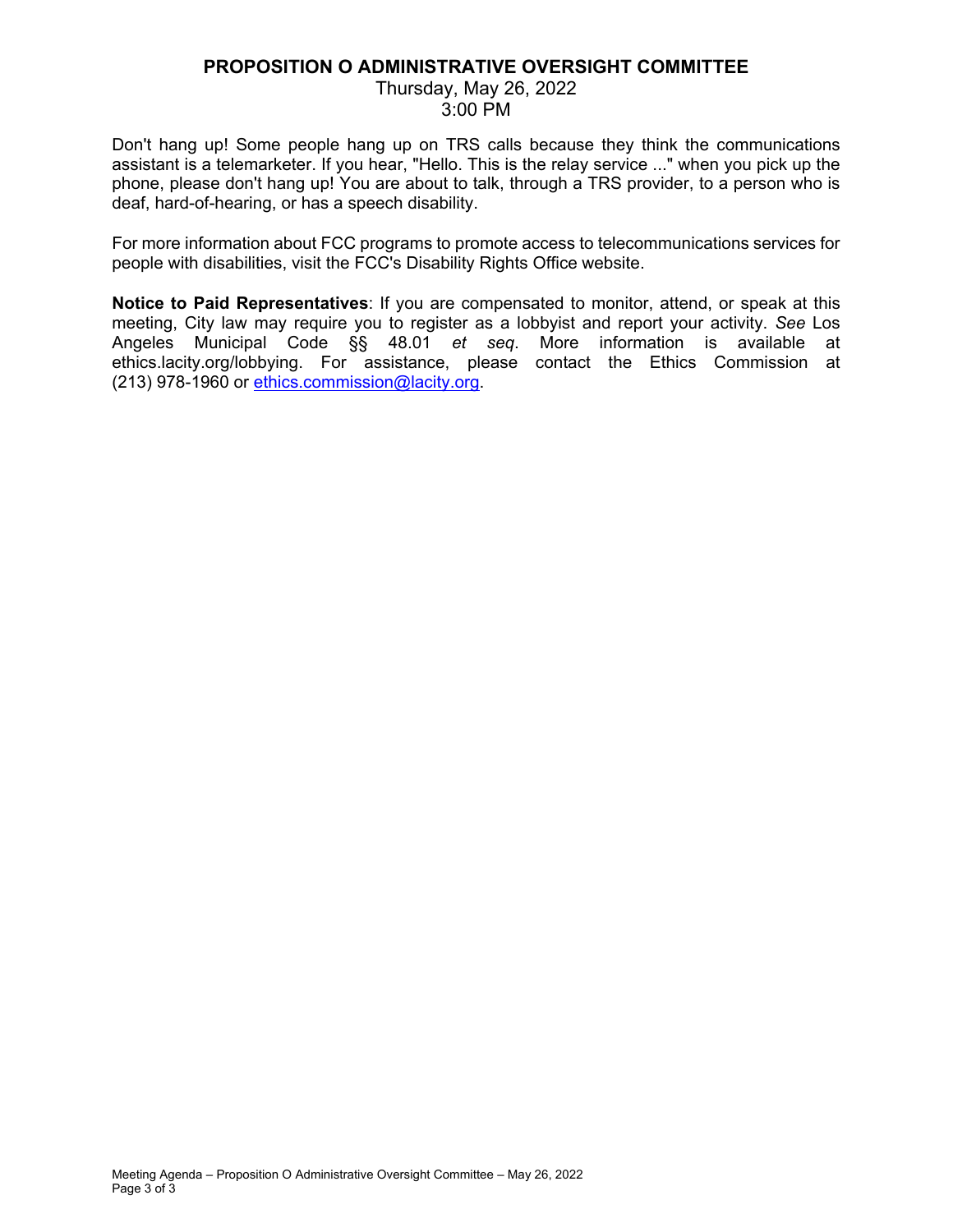Don't hang up! Some people hang up on TRS calls because they think the communications assistant is a telemarketer. If you hear, "Hello. This is the relay service ..." when you pick up the phone, please don't hang up! You are about to talk, through a TRS provider, to a person who is deaf, hard-of-hearing, or has a speech disability.

For more information about FCC programs to promote access to telecommunications services for people with disabilities, visit the FCC's Disability Rights Office website.

**Notice to Paid Representatives**: If you are compensated to monitor, attend, or speak at this meeting, City law may require you to register as a lobbyist and report your activity. *See* Los Angeles Municipal Code §§ 48.01 *et seq*. More information is available at ethics.lacity.org/lobbying. For assistance, please contact the Ethics Commission at (213) 978-1960 or ethics.commission@lacity.org.